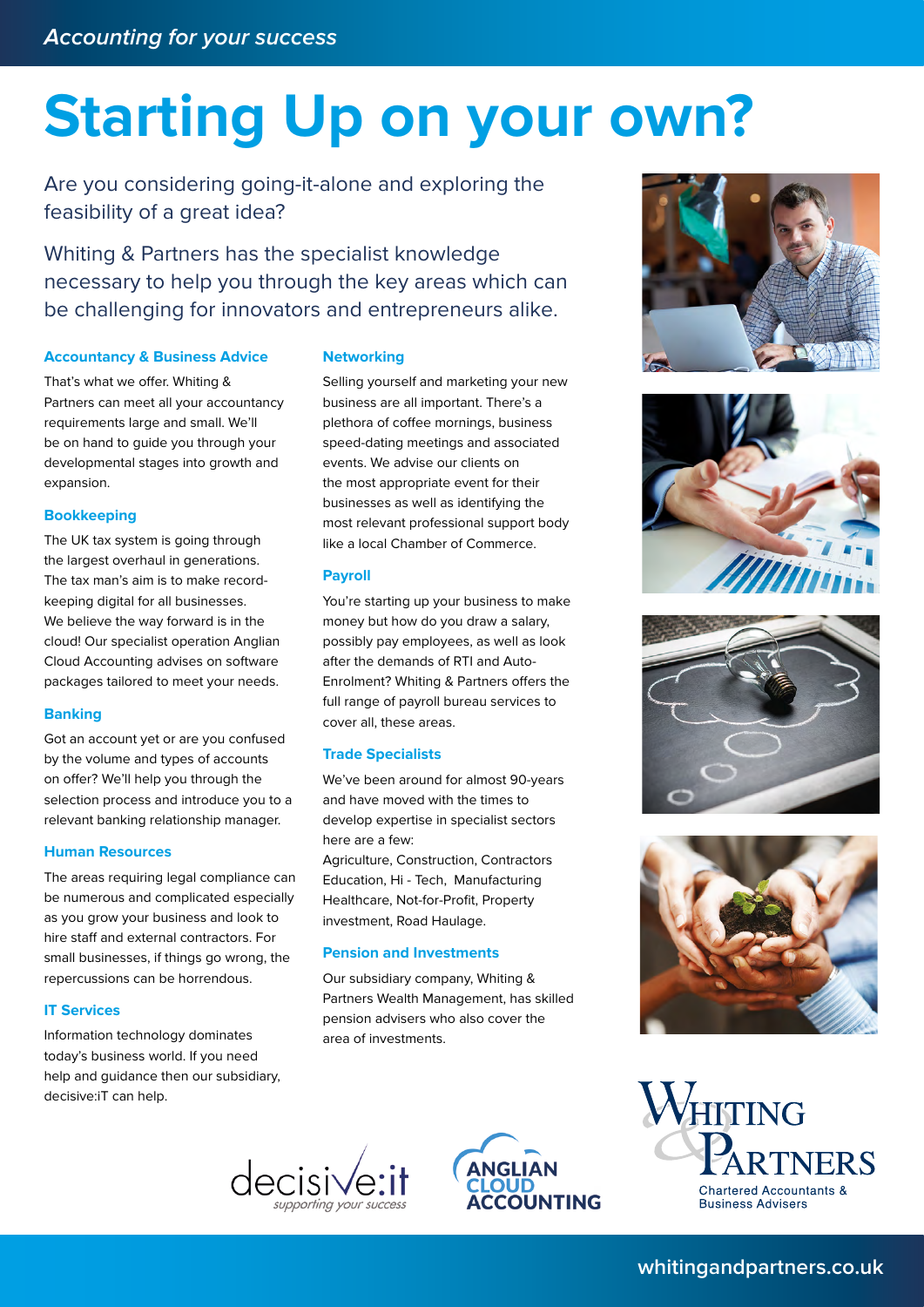*Accounting for your success*

# Starting Up on your own?

Are you considering going-it-alone and exploring the feasibility of a great idea?

Whiting & Partners has the specialist knowledge necessary to help you through the key areas which can be challenging for innovators and entrepreneurs alike.

### Accountancy & Business Advice

That's what we offer. Whiting & Partners can meet all your accountancy requirements large and small. We'll be on hand to guide you through your developmental stages into growth and expansion.

### Bookkeeping

The UK tax system is going through the largest overhaul in generations. The tax man's aim is to make record-keeping digital for all businesses. We believe the way forward is in the cloud! Our specialist operation Anglian Cloud Accounting advises on software packages tailored to meet your needs.

### Banking

Got an account yet or are you confused by the volume and types of accounts on offer? We'll help you through the selection process and introduce you to a relevant banking relationship manager.

### Human Resources

The areas requiring legal compliance can be numerous and complicated especially as you grow your business and look to hire staff and external contractors. For small businesses, if things go wrong, the repercussions can be horrendous.

### IT Services

Information technology dominates today's business world. If you need help and guidance then our subsidiary, decisive:iT can help.

### Networking

Selling yourself and marketing your new business are all important. There's a plethora of coffee mornings, business speed-dating meetings and associated events. We advise our clients on the most appropriate event for their businesses as well as identifying the most relevant professional support body like a local Chamber of Commerce.

### Payroll

You're starting up your business to make money but how do you draw a salary, possibly pay employees, as well as look after the demands of RTI and Auto-Enrolment? Whiting & Partners offers the full range of payroll bureau services to cover all, these areas.

### Trade Specialists

We've been around for almost 90-years and have moved with the times to develop expertise in specialist sectors here are a few:
Agriculture, Construction, Contractors Education, Hi - Tech, Manufacturing Healthcare, Not-for-Profit, Property investment, Road Haulage.

### Pension and Investments

Our subsidiary company, Whiting & Partners Wealth Management, has skilled pension advisers who also cover the area of investments.

decisive:it *supporting your success*

ANGLIAN CLOUD ACCOUNTING

Whiting & Partners
Chartered Accountants & Business Advisers

whitingandpartners.co.uk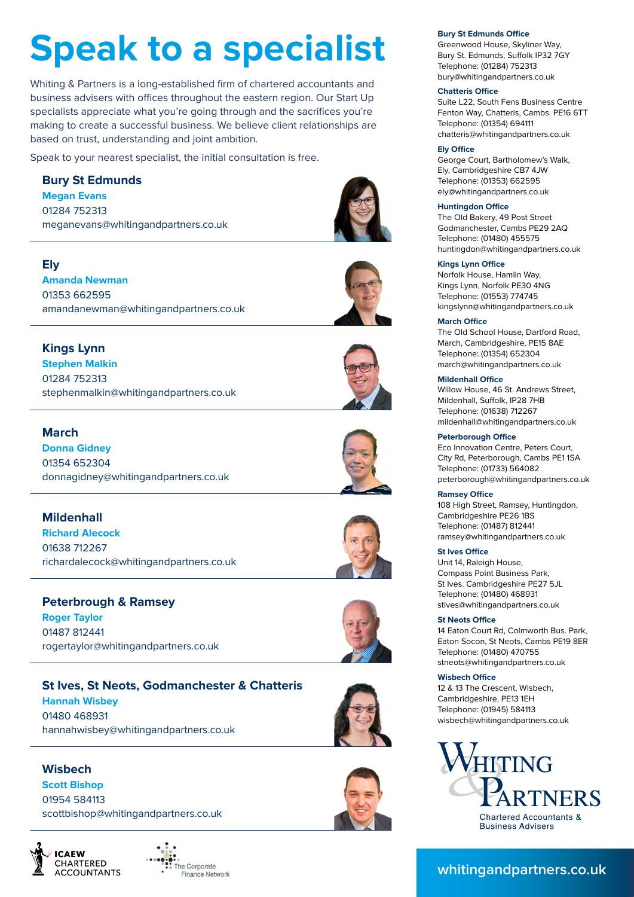# Speak to a specialist

Whiting & Partners is a long-established firm of chartered accountants and business advisers with offices throughout the eastern region. Our Start Up specialists appreciate what you're going through and the sacrifices you're making to create a successful business. We believe client relationships are based on trust, understanding and joint ambition.

Speak to your nearest specialist, the initial consultation is free.

### Bury St Edmunds

**Megan Evans**
01284 752313
meganevans@whitingandpartners.co.uk

### Ely

**Amanda Newman**
01353 662595
amandanewman@whitingandpartners.co.uk

### Kings Lynn

**Stephen Malkin**
01284 752313
stephenmalkin@whitingandpartners.co.uk

### March

**Donna Gidney**
01354 652304
donnagidney@whitingandpartners.co.uk

### Mildenhall

**Richard Alecock**
01638 712267
richardalecock@whitingandpartners.co.uk

### Peterbrough & Ramsey

**Roger Taylor**
01487 812441
rogertaylor@whitingandpartners.co.uk

### St Ives, St Neots, Godmanchester & Chatteris

**Hannah Wisbey**
01480 468931
hannahwisbey@whitingandpartners.co.uk

### Wisbech

**Scott Bishop**
01954 584113
scottbishop@whitingandpartners.co.uk

ICAEW CHARTERED ACCOUNTANTS

The Corporate Finance Network

**Bury St Edmunds Office**
Greenwood House, Skyliner Way,
Bury St. Edmunds, Suffolk IP32 7GY
Telephone: (01284) 752313
bury@whitingandpartners.co.uk

**Chatteris Office**
Suite L22, South Fens Business Centre
Fenton Way, Chatteris, Cambs. PE16 6TT
Telephone: (01354) 694111
chatteris@whitingandpartners.co.uk

**Ely Office**
George Court, Bartholomew's Walk,
Ely, Cambridgeshire CB7 4JW
Telephone: (01353) 662595
ely@whitingandpartners.co.uk

**Huntingdon Office**
The Old Bakery, 49 Post Street
Godmanchester, Cambs PE29 2AQ
Telephone: (01480) 455575
huntingdon@whitingandpartners.co.uk

**Kings Lynn Office**
Norfolk House, Hamlin Way,
Kings Lynn, Norfolk PE30 4NG
Telephone: (01553) 774745
kingslynn@whitingandpartners.co.uk

**March Office**
The Old School House, Dartford Road,
March, Cambridgeshire, PE15 8AE
Telephone: (01354) 652304
march@whitingandpartners.co.uk

**Mildenhall Office**
Willow House, 46 St. Andrews Street,
Mildenhall, Suffolk, IP28 7HB
Telephone: (01638) 712267
mildenhall@whitingandpartners.co.uk

**Peterborough Office**
Eco Innovation Centre, Peters Court,
City Rd, Peterborough, Cambs PE1 1SA
Telephone: (01733) 564082
peterborough@whitingandpartners.co.uk

**Ramsey Office**
108 High Street, Ramsey, Huntingdon,
Cambridgeshire PE26 1BS
Telephone: (01487) 812441
ramsey@whitingandpartners.co.uk

**St Ives Office**
Unit 14, Raleigh House,
Compass Point Business Park,
St Ives. Cambridgeshire PE27 5JL
Telephone: (01480) 468931
stives@whitingandpartners.co.uk

**St Neots Office**
14 Eaton Court Rd, Colmworth Bus. Park,
Eaton Socon, St Neots, Cambs PE19 8ER
Telephone: (01480) 470755
stneots@whitingandpartners.co.uk

**Wisbech Office**
12 & 13 The Crescent, Wisbech,
Cambridgeshire, PE13 1EH
Telephone: (01945) 584113
wisbech@whitingandpartners.co.uk

WHITING & PARTNERS
Chartered Accountants & Business Advisers

whitingandpartners.co.uk